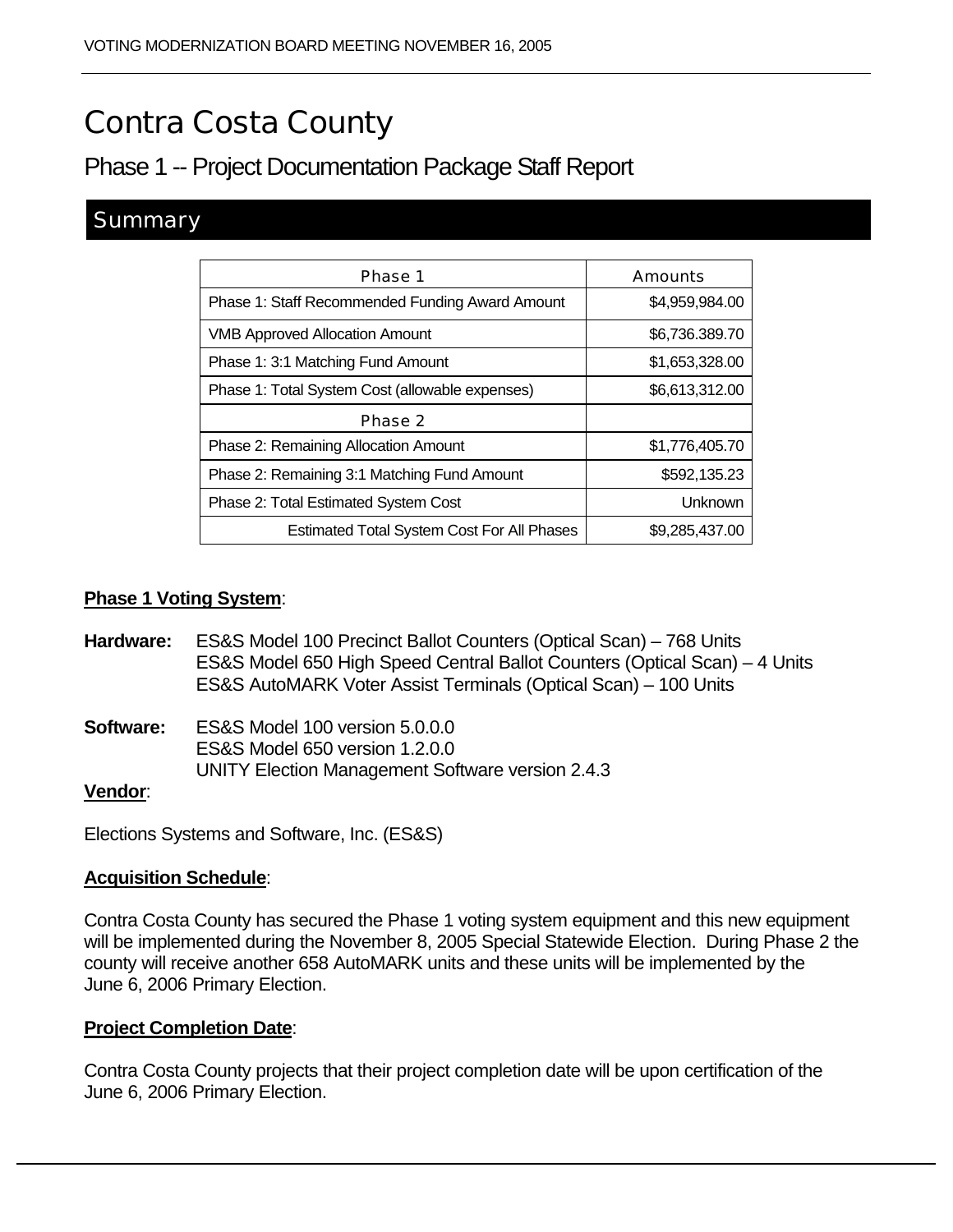# Contra Costa County

## Phase 1 -- Project Documentation Package Staff Report

## Summary

| Phase 1 | Amounts |
|---|---|
| Phase 1: Staff Recommended Funding Award Amount | $4,959,984.00 |
| VMB Approved Allocation Amount | $6,736.389.70 |
| Phase 1: 3:1 Matching Fund Amount | $1,653,328.00 |
| Phase 1: Total System Cost (allowable expenses) | $6,613,312.00 |
| **Phase 2** | |
| Phase 2: Remaining Allocation Amount | $1,776,405.70 |
| Phase 2: Remaining 3:1 Matching Fund Amount | $592,135.23 |
| Phase 2: Total Estimated System Cost | Unknown |
| Estimated Total System Cost For All Phases | $9,285,437.00 |

**Phase 1 Voting System**:

**Hardware:** ES&S Model 100 Precinct Ballot Counters (Optical Scan) – 768 Units
ES&S Model 650 High Speed Central Ballot Counters (Optical Scan) – 4 Units
ES&S AutoMARK Voter Assist Terminals (Optical Scan) – 100 Units

**Software:** ES&S Model 100 version 5.0.0.0
ES&S Model 650 version 1.2.0.0
UNITY Election Management Software version 2.4.3

**Vendor**:

Elections Systems and Software, Inc. (ES&S)

**Acquisition Schedule**:

Contra Costa County has secured the Phase 1 voting system equipment and this new equipment will be implemented during the November 8, 2005 Special Statewide Election. During Phase 2 the county will receive another 658 AutoMARK units and these units will be implemented by the June 6, 2006 Primary Election.

**Project Completion Date**:

Contra Costa County projects that their project completion date will be upon certification of the June 6, 2006 Primary Election.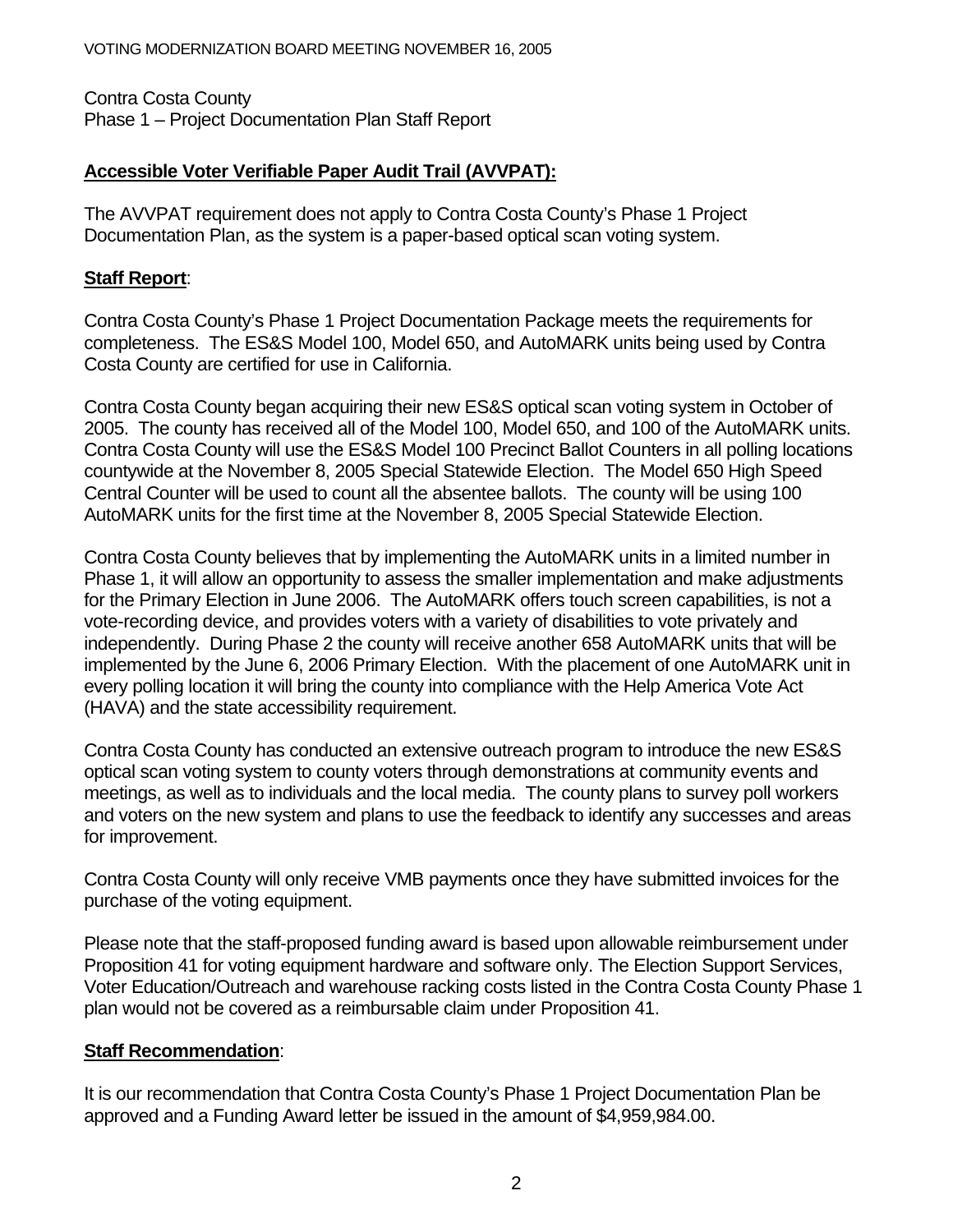Contra Costa County
Phase 1 – Project Documentation Plan Staff Report

**Accessible Voter Verifiable Paper Audit Trail (AVVPAT):**

The AVVPAT requirement does not apply to Contra Costa County's Phase 1 Project Documentation Plan, as the system is a paper-based optical scan voting system.

**Staff Report**:

Contra Costa County's Phase 1 Project Documentation Package meets the requirements for completeness. The ES&S Model 100, Model 650, and AutoMARK units being used by Contra Costa County are certified for use in California.

Contra Costa County began acquiring their new ES&S optical scan voting system in October of 2005. The county has received all of the Model 100, Model 650, and 100 of the AutoMARK units. Contra Costa County will use the ES&S Model 100 Precinct Ballot Counters in all polling locations countywide at the November 8, 2005 Special Statewide Election. The Model 650 High Speed Central Counter will be used to count all the absentee ballots. The county will be using 100 AutoMARK units for the first time at the November 8, 2005 Special Statewide Election.

Contra Costa County believes that by implementing the AutoMARK units in a limited number in Phase 1, it will allow an opportunity to assess the smaller implementation and make adjustments for the Primary Election in June 2006. The AutoMARK offers touch screen capabilities, is not a vote-recording device, and provides voters with a variety of disabilities to vote privately and independently. During Phase 2 the county will receive another 658 AutoMARK units that will be implemented by the June 6, 2006 Primary Election. With the placement of one AutoMARK unit in every polling location it will bring the county into compliance with the Help America Vote Act (HAVA) and the state accessibility requirement.

Contra Costa County has conducted an extensive outreach program to introduce the new ES&S optical scan voting system to county voters through demonstrations at community events and meetings, as well as to individuals and the local media. The county plans to survey poll workers and voters on the new system and plans to use the feedback to identify any successes and areas for improvement.

Contra Costa County will only receive VMB payments once they have submitted invoices for the purchase of the voting equipment.

Please note that the staff-proposed funding award is based upon allowable reimbursement under Proposition 41 for voting equipment hardware and software only. The Election Support Services, Voter Education/Outreach and warehouse racking costs listed in the Contra Costa County Phase 1 plan would not be covered as a reimbursable claim under Proposition 41.

**Staff Recommendation**:

It is our recommendation that Contra Costa County's Phase 1 Project Documentation Plan be approved and a Funding Award letter be issued in the amount of $4,959,984.00.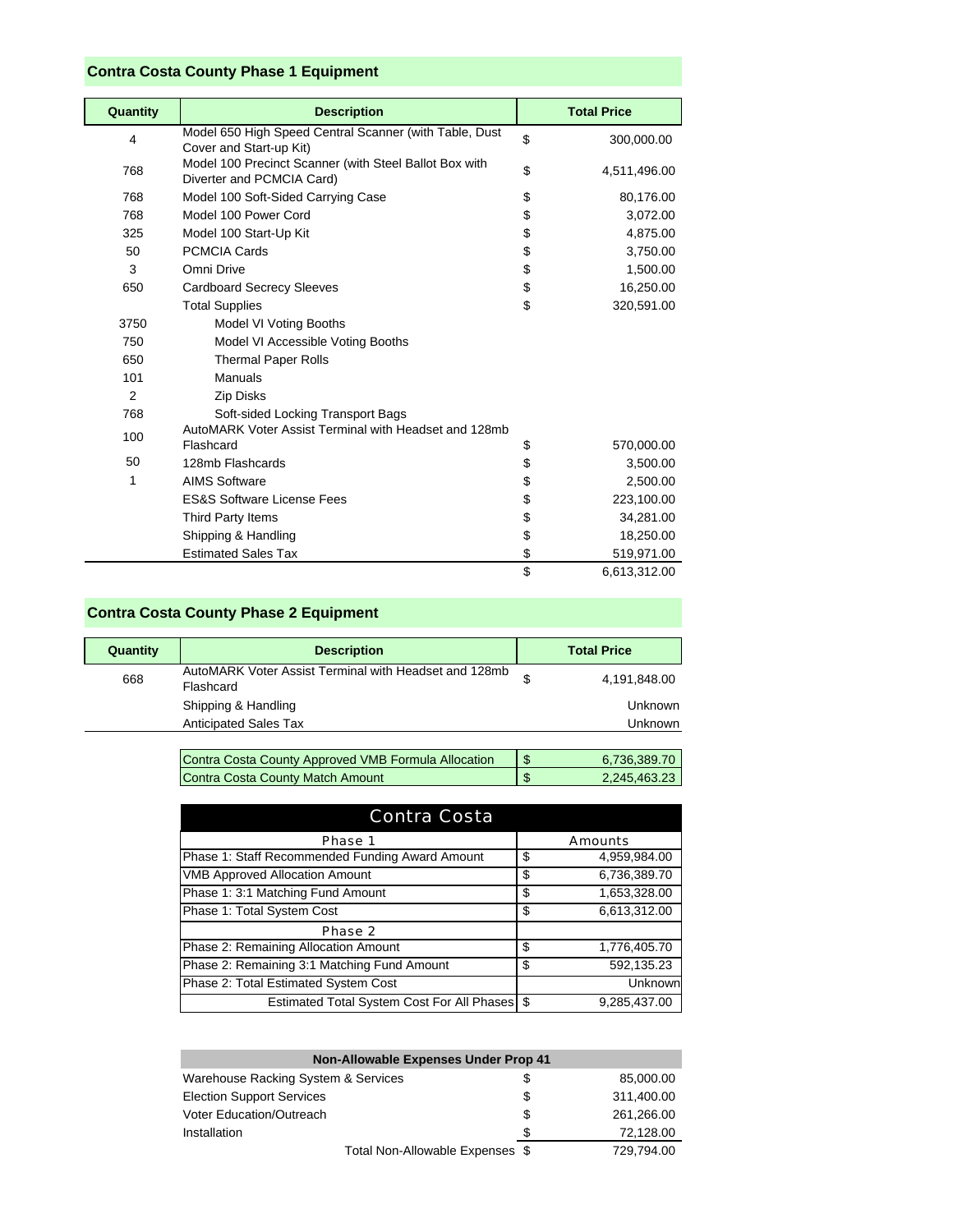## Contra Costa County Phase 1 Equipment

| Quantity | Description | Total Price |
|---|---|---|
| 4 | Model 650 High Speed Central Scanner (with Table, Dust Cover and Start-up Kit) | $ 300,000.00 |
| 768 | Model 100 Precinct Scanner (with Steel Ballot Box with Diverter and PCMCIA Card) | $ 4,511,496.00 |
| 768 | Model 100 Soft-Sided Carrying Case | $ 80,176.00 |
| 768 | Model 100 Power Cord | $ 3,072.00 |
| 325 | Model 100 Start-Up Kit | $ 4,875.00 |
| 50 | PCMCIA Cards | $ 3,750.00 |
| 3 | Omni Drive | $ 1,500.00 |
| 650 | Cardboard Secrecy Sleeves | $ 16,250.00 |
| | Total Supplies | $ 320,591.00 |
| 3750 | Model VI Voting Booths | |
| 750 | Model VI Accessible Voting Booths | |
| 650 | Thermal Paper Rolls | |
| 101 | Manuals | |
| 2 | Zip Disks | |
| 768 | Soft-sided Locking Transport Bags | |
| 100 | AutoMARK Voter Assist Terminal with Headset and 128mb Flashcard | $ 570,000.00 |
| 50 | 128mb Flashcards | $ 3,500.00 |
| 1 | AIMS Software | $ 2,500.00 |
| | ES&S Software License Fees | $ 223,100.00 |
| | Third Party Items | $ 34,281.00 |
| | Shipping & Handling | $ 18,250.00 |
| | Estimated Sales Tax | $ 519,971.00 |
| | | $ 6,613,312.00 |

## Contra Costa County Phase 2 Equipment

| Quantity | Description | Total Price |
|---|---|---|
| 668 | AutoMARK Voter Assist Terminal with Headset and 128mb Flashcard | $ 4,191,848.00 |
| | Shipping & Handling | Unknown |
| | Anticipated Sales Tax | Unknown |

| | |
|---|---|
| Contra Costa County Approved VMB Formula Allocation | $ 6,736,389.70 |
| Contra Costa County Match Amount | $ 2,245,463.23 |

| Contra Costa | |
|---|---|
| **Phase 1** | **Amounts** |
| Phase 1: Staff Recommended Funding Award Amount | $ 4,959,984.00 |
| VMB Approved Allocation Amount | $ 6,736,389.70 |
| Phase 1: 3:1 Matching Fund Amount | $ 1,653,328.00 |
| Phase 1: Total System Cost | $ 6,613,312.00 |
| **Phase 2** | |
| Phase 2: Remaining Allocation Amount | $ 1,776,405.70 |
| Phase 2: Remaining 3:1 Matching Fund Amount | $ 592,135.23 |
| Phase 2: Total Estimated System Cost | Unknown |
| Estimated Total System Cost For All Phases | $ 9,285,437.00 |

| Non-Allowable Expenses Under Prop 41 | |
|---|---|
| Warehouse Racking System & Services | $ 85,000.00 |
| Election Support Services | $ 311,400.00 |
| Voter Education/Outreach | $ 261,266.00 |
| Installation | $ 72,128.00 |
| Total Non-Allowable Expenses | $ 729,794.00 |